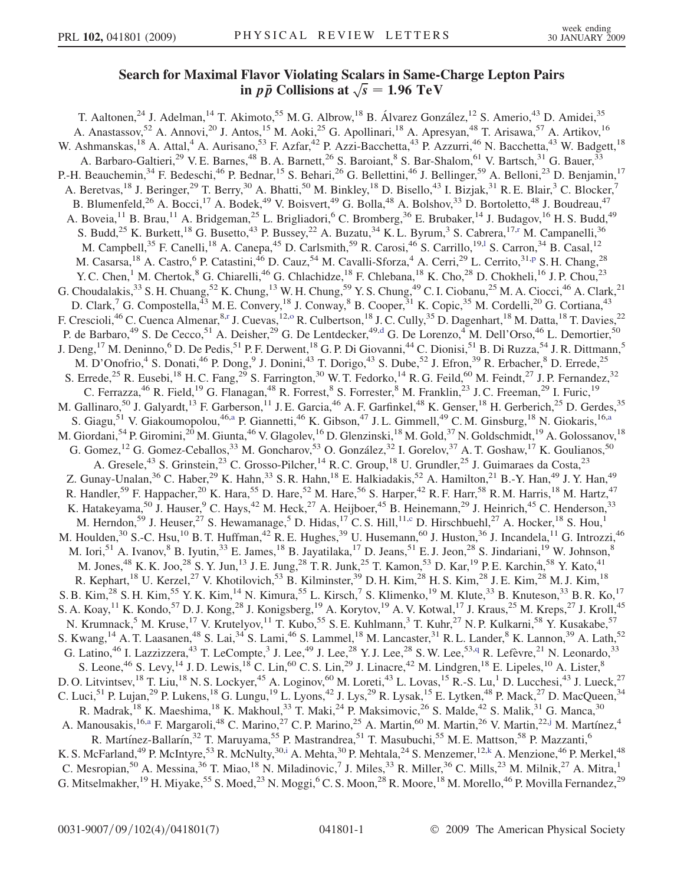# Search for Maximal Flavor Violating Scalars in Same-Charge Lepton Pairs in $p\bar{p}$ Collisions at $\sqrt{s} = 1.96$ TeV

T. Aaltonen,[24] J. Adelman,[14] T. Akimoto,[55] M. G. Albrow,[18] B. Álvarez González,[12] S. Amerio,[43] D. Amidei,[35] A. Anastassov,[52] A. Annovi,[20] J. Antos,[15] M. Aoki,[25] G. Apollinari,[18] A. Apresyan,[48] T. Arisawa,[57] A. Artikov,[16] W. Ashmanskas,[18] A. Attal,[4] A. Aurisano,[53] F. Azfar,[42] P. Azzi-Bacchetta,[43] P. Azzurri,[46] N. Bacchetta,[43] W. Badgett,[18] A. Barbaro-Galtieri,[29] V. E. Barnes,[48] B. A. Barnett,[26] S. Baroiant,[8] S. Bar-Shalom,[61] V. Bartsch,[31] G. Bauer,[33] P.-H. Beauchemin,[34] F. Bedeschi,[46] P. Bednar,[15] S. Behari,[26] G. Bellettini,[46] J. Bellinger,[59] A. Belloni,[23] D. Benjamin,[17] A. Beretvas,[18] J. Beringer,[29] T. Berry,[30] A. Bhatti,[50] M. Binkley,[18] D. Bisello,[43] I. Bizjak,[31] R. E. Blair,[3] C. Blocker,[7] B. Blumenfeld,[26] A. Bocci,[17] A. Bodek,[49] V. Boisvert,[49] G. Bolla,[48] A. Bolshov,[33] D. Bortoletto,[48] J. Boudreau,[47] A. Boveia,[11] B. Brau,[11] A. Bridgeman,[25] L. Brigliadori,[6] C. Bromberg,[36] E. Brubaker,[14] J. Budagov,[16] H. S. Budd,[49] S. Budd,[25] K. Burkett,[18] G. Busetto,[43] P. Bussey,[22] A. Buzatu,[34] K. L. Byrum,[3] S. Cabrera,[17,r] M. Campanelli,[36] M. Campbell,[35] F. Canelli,[18] A. Canepa,[45] D. Carlsmith,[59] R. Carosi,[46] S. Carrillo,[19,l] S. Carron,[34] B. Casal,[12] M. Casarsa,[18] A. Castro,[6] P. Catastini,[46] D. Cauz,[54] M. Cavalli-Sforza,[4] A. Cerri,[29] L. Cerrito,[31,p] S. H. Chang,[28] Y. C. Chen,[1] M. Chertok,[8] G. Chiarelli,[46] G. Chlachidze,[18] F. Chlebana,[18] K. Cho,[28] D. Chokheli,[16] J. P. Chou,[23] G. Choudalakis,[33] S. H. Chuang,[52] K. Chung,[13] W. H. Chung,[59] Y. S. Chung,[49] C. I. Ciobanu,[25] M. A. Ciocci,[46] A. Clark,[21] D. Clark,[7] G. Compostella,[43] M. E. Convery,[18] J. Conway,[8] B. Cooper,[31] K. Copic,[35] M. Cordelli,[20] G. Cortiana,[43] F. Crescioli,[46] C. Cuenca Almenar,[8,r] J. Cuevas,[12,o] R. Culbertson,[18] J. C. Cully,[35] D. Dagenhart,[18] M. Datta,[18] T. Davies,[22] P. de Barbaro,[49] S. De Cecco,[51] A. Deisher,[29] G. De Lentdecker,[49,d] G. De Lorenzo,[4] M. Dell'Orso,[46] L. Demortier,[50] J. Deng,[17] M. Deninno,[6] D. De Pedis,[51] P. F. Derwent,[18] G. P. Di Giovanni,[44] C. Dionisi,[51] B. Di Ruzza,[54] J. R. Dittmann,[5] M. D'Onofrio,[4] S. Donati,[46] P. Dong,[9] J. Donini,[43] T. Dorigo,[43] S. Dube,[52] J. Efron,[39] R. Erbacher,[8] D. Errede,[25] S. Errede,[25] R. Eusebi,[18] H. C. Fang,[29] S. Farrington,[30] W. T. Fedorko,[14] R. G. Feild,[60] M. Feindt,[27] J. P. Fernandez,[32] C. Ferrazza,[46] R. Field,[19] G. Flanagan,[48] R. Forrest,[8] S. Forrester,[8] M. Franklin,[23] J. C. Freeman,[29] I. Furic,[19] M. Gallinaro,[50] J. Galyardt,[13] F. Garberson,[11] J. E. Garcia,[46] A. F. Garfinkel,[48] K. Genser,[18] H. Gerberich,[25] D. Gerdes,[35] S. Giagu,[51] V. Giakoumopolou,[46,a] P. Giannetti,[46] K. Gibson,[47] J. L. Gimmell,[49] C. M. Ginsburg,[18] N. Giokaris,[16,a] M. Giordani,[54] P. Giromini,[20] M. Giunta,[46] V. Glagolev,[16] D. Glenzinski,[18] M. Gold,[37] N. Goldschmidt,[19] A. Golossanov,[18] G. Gomez,[12] G. Gomez-Ceballos,[33] M. Goncharov,[53] O. González,[32] I. Gorelov,[37] A. T. Goshaw,[17] K. Goulianos,[50] A. Gresele,[43] S. Grinstein,[23] C. Grosso-Pilcher,[14] R. C. Group,[18] U. Grundler,[25] J. Guimaraes da Costa,[23] Z. Gunay-Unalan,[36] C. Haber,[29] K. Hahn,[33] S. R. Hahn,[18] E. Halkiadakis,[52] A. Hamilton,[21] B.-Y. Han,[49] J. Y. Han,[49] R. Handler,[59] F. Happacher,[20] K. Hara,[55] D. Hare,[52] M. Hare,[56] S. Harper,[42] R. F. Harr,[58] R. M. Harris,[18] M. Hartz,[47] K. Hatakeyama,[50] J. Hauser,[9] C. Hays,[42] M. Heck,[27] A. Heijboer,[45] B. Heinemann,[29] J. Heinrich,[45] C. Henderson,[33] M. Herndon,[59] J. Heuser,[27] S. Hewamanage,[5] D. Hidas,[17] C. S. Hill,[11,c] D. Hirschbuehl,[27] A. Hocker,[18] S. Hou,[1] M. Houlden,[30] S.-C. Hsu,[10] B. T. Huffman,[42] R. E. Hughes,[39] U. Husemann,[60] J. Huston,[36] J. Incandela,[11] G. Introzzi,[46] M. Iori,[51] A. Ivanov,[8] B. Iyutin,[33] E. James,[18] B. Jayatilaka,[17] D. Jeans,[51] E. J. Jeon,[28] S. Jindariani,[19] W. Johnson,[8] M. Jones,[48] K. K. Joo,[28] S. Y. Jun,[13] J. E. Jung,[28] T. R. Junk,[25] T. Kamon,[53] D. Kar,[19] P. E. Karchin,[58] Y. Kato,[41] R. Kephart,[18] U. Kerzel,[27] V. Khotilovich,[53] B. Kilminster,[39] D. H. Kim,[28] H. S. Kim,[28] J. E. Kim,[28] M. J. Kim,[18] S. B. Kim,[28] S. H. Kim,[55] Y. K. Kim,[14] N. Kimura,[55] L. Kirsch,[7] S. Klimenko,[19] M. Klute,[33] B. Knuteson,[33] B. R. Ko,[17] S. A. Koay,[11] K. Kondo,[57] D. J. Kong,[28] J. Konigsberg,[19] A. Korytov,[19] A. V. Kotwal,[17] J. Kraus,[25] M. Kreps,[27] J. Kroll,[45] N. Krumnack,[5] M. Kruse,[17] V. Krutelyov,[11] T. Kubo,[55] S. E. Kuhlmann,[3] T. Kuhr,[27] N. P. Kulkarni,[58] Y. Kusakabe,[57] S. Kwang,[14] A. T. Laasanen,[48] S. Lai,[34] S. Lami,[46] S. Lammel,[18] M. Lancaster,[31] R. L. Lander,[8] K. Lannon,[39] A. Lath,[52] G. Latino,[46] I. Lazzizzera,[43] T. LeCompte,[3] J. Lee,[49] J. Lee,[28] Y. J. Lee,[28] S. W. Lee,[53,q] R. Lefèvre,[21] N. Leonardo,[33] S. Leone,[46] S. Levy,[14] J. D. Lewis,[18] C. Lin,[60] C. S. Lin,[29] J. Linacre,[42] M. Lindgren,[18] E. Lipeles,[10] A. Lister,[8] D. O. Litvintsev,[18] T. Liu,[18] N. S. Lockyer,[45] A. Loginov,[60] M. Loreti,[43] L. Lovas,[15] R.-S. Lu,[1] D. Lucchesi,[43] J. Lueck,[27] C. Luci,[51] P. Lujan,[29] P. Lukens,[18] G. Lungu,[19] L. Lyons,[42] J. Lys,[29] R. Lysak,[15] E. Lytken,[48] P. Mack,[27] D. MacQueen,[34] R. Madrak,[18] K. Maeshima,[18] K. Makhoul,[33] T. Maki,[24] P. Maksimovic,[26] S. Malde,[42] S. Malik,[31] G. Manca,[30] A. Manousakis,[16,a] F. Margaroli,[48] C. Marino,[27] C. P. Marino,[25] A. Martin,[60] M. Martin,[26] V. Martin,[22,j] M. Martínez,[4] R. Martínez-Ballarín,[32] T. Maruyama,[55] P. Mastrandrea,[51] T. Masubuchi,[55] M. E. Mattson,[58] P. Mazzanti,[6] K. S. McFarland,[49] P. McIntyre,[53] R. McNulty,[30,i] A. Mehta,[30] P. Mehtala,[24] S. Menzemer,[12,k] A. Menzione,[46] P. Merkel,[48] C. Mesropian,[50] A. Messina,[36] T. Miao,[18] N. Miladinovic,[7] J. Miles,[33] R. Miller,[36] C. Mills,[23] M. Milnik,[27] A. Mitra,[1] G. Mitselmakher,[19] H. Miyake,[55] S. Moed,[23] N. Moggi,[6] C. S. Moon,[28] R. Moore,[18] M. Morello,[46] P. Movilla Fernandez,[29]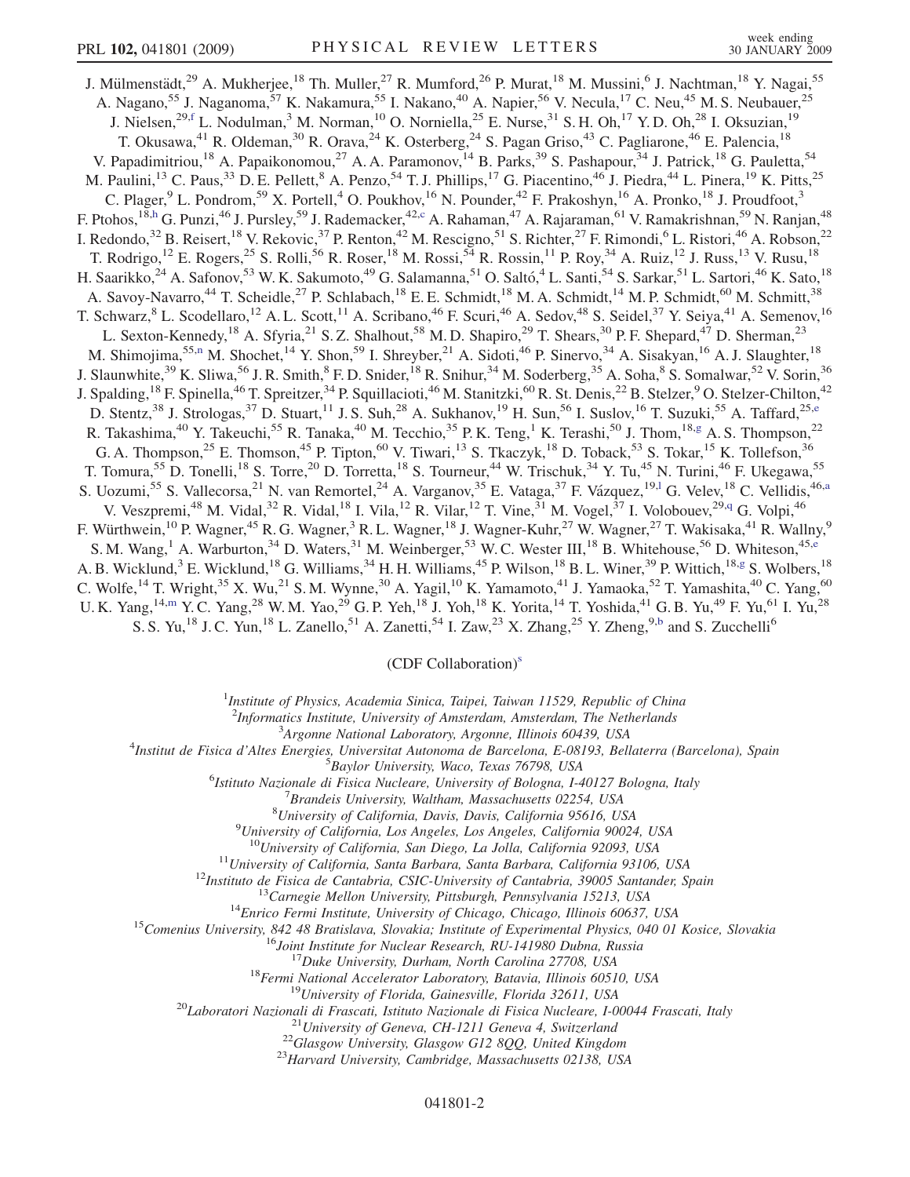J. Mülmenstädt,[29] A. Mukherjee,[18] Th. Muller,[27] R. Mumford,[26] P. Murat,[18] M. Mussini,[6] J. Nachtman,[18] Y. Nagai,[55] A. Nagano,[55] J. Naganoma,[57] K. Nakamura,[55] I. Nakano,[40] A. Napier,[56] V. Necula,[17] C. Neu,[45] M. S. Neubauer,[25] J. Nielsen,[29,f] L. Nodulman,[3] M. Norman,[10] O. Norniella,[25] E. Nurse,[31] S. H. Oh,[17] Y. D. Oh,[28] I. Oksuzian,[19] T. Okusawa,[41] R. Oldeman,[30] R. Orava,[24] K. Osterberg,[24] S. Pagan Griso,[43] C. Pagliarone,[46] E. Palencia,[18] V. Papadimitriou,[18] A. Papaikonomou,[27] A. A. Paramonov,[14] B. Parks,[39] S. Pashapour,[34] J. Patrick,[18] G. Pauletta,[54] M. Paulini,[13] C. Paus,[33] D. E. Pellett,[8] A. Penzo,[54] T. J. Phillips,[17] G. Piacentino,[46] J. Piedra,[44] L. Pinera,[19] K. Pitts,[25] C. Plager,[9] L. Pondrom,[59] X. Portell,[4] O. Poukhov,[16] N. Pounder,[42] F. Prakoshyn,[16] A. Pronko,[18] J. Proudfoot,[3] F. Ptohos,[18,h] G. Punzi,[46] J. Pursley,[59] J. Rademacker,[42,c] A. Rahaman,[47] A. Rajaraman,[61] V. Ramakrishnan,[59] N. Ranjan,[48] I. Redondo,[32] B. Reisert,[18] V. Rekovic,[37] P. Renton,[42] M. Rescigno,[51] S. Richter,[27] F. Rimondi,[6] L. Ristori,[46] A. Robson,[22] T. Rodrigo,[12] E. Rogers,[25] S. Rolli,[56] R. Roser,[18] M. Rossi,[54] R. Rossin,[11] P. Roy,[34] A. Ruiz,[12] J. Russ,[13] V. Rusu,[18] H. Saarikko,[24] A. Safonov,[53] W. K. Sakumoto,[49] G. Salamanna,[51] O. Saltó,[4] L. Santi,[54] S. Sarkar,[51] L. Sartori,[46] K. Sato,[18] A. Savoy-Navarro,[44] T. Scheidle,[27] P. Schlabach,[18] E. E. Schmidt,[18] M. A. Schmidt,[14] M. P. Schmidt,[60] M. Schmitt,[38] T. Schwarz,[8] L. Scodellaro,[12] A. L. Scott,[11] A. Scribano,[46] F. Scuri,[46] A. Sedov,[48] S. Seidel,[37] Y. Seiya,[41] A. Semenov,[16] L. Sexton-Kennedy,[18] A. Sfyrla,[21] S. Z. Shalhout,[58] M. D. Shapiro,[29] T. Shears,[30] P. F. Shepard,[47] D. Sherman,[23] M. Shimojima,[55,n] M. Shochet,[14] Y. Shon,[59] I. Shreyber,[21] A. Sidoti,[46] P. Sinervo,[34] A. Sisakyan,[16] A. J. Slaughter,[18] J. Slaunwhite,[39] K. Sliwa,[56] J. R. Smith,[8] F. D. Snider,[18] R. Snihur,[34] M. Soderberg,[35] A. Soha,[8] S. Somalwar,[52] V. Sorin,[36] J. Spalding,[18] F. Spinella,[46] T. Spreitzer,[34] P. Squillacioti,[46] M. Stanitzki,[60] R. St. Denis,[22] B. Stelzer,[9] O. Stelzer-Chilton,[42] D. Stentz,[38] J. Strologas,[37] D. Stuart,[11] J. S. Suh,[28] A. Sukhanov,[19] H. Sun,[56] I. Suslov,[16] T. Suzuki,[55] A. Taffard,[25,e] R. Takashima,[40] Y. Takeuchi,[55] R. Tanaka,[40] M. Tecchio,[35] P. K. Teng,[1] K. Terashi,[50] J. Thom,[18,g] A. S. Thompson,[22] G. A. Thompson,[25] E. Thomson,[45] P. Tipton,[60] V. Tiwari,[13] S. Tkaczyk,[18] D. Toback,[53] S. Tokar,[15] K. Tollefson,[36] T. Tomura,[55] D. Tonelli,[18] S. Torre,[20] D. Torretta,[18] S. Tourneur,[44] W. Trischuk,[34] Y. Tu,[45] N. Turini,[46] F. Ukegawa,[55] S. Uozumi,[55] S. Vallecorsa,[21] N. van Remortel,[24] A. Varganov,[35] E. Vataga,[37] F. Vázquez,[19,l] G. Velev,[18] C. Vellidis,[46,a] V. Veszpremi,[48] M. Vidal,[32] R. Vidal,[18] I. Vila,[12] R. Vilar,[12] T. Vine,[31] M. Vogel,[37] I. Volobouev,[29,q] G. Volpi,[46] F. Würthwein,[10] P. Wagner,[45] R. G. Wagner,[3] R. L. Wagner,[18] J. Wagner-Kuhr,[27] W. Wagner,[27] T. Wakisaka,[41] R. Wallny,[9] S. M. Wang,[1] A. Warburton,[34] D. Waters,[31] M. Weinberger,[53] W. C. Wester III,[18] B. Whitehouse,[56] D. Whiteson,[45,e] A. B. Wicklund,[3] E. Wicklund,[18] G. Williams,[34] H. H. Williams,[45] P. Wilson,[18] B. L. Winer,[39] P. Wittich,[18,g] S. Wolbers,[18] C. Wolfe,[14] T. Wright,[35] X. Wu,[21] S. M. Wynne,[30] A. Yagil,[10] K. Yamamoto,[41] J. Yamaoka,[52] T. Yamashita,[40] C. Yang,[60] U. K. Yang,[14,m] Y. C. Yang,[28] W. M. Yao,[29] G. P. Yeh,[18] J. Yoh,[18] K. Yorita,[14] T. Yoshida,[41] G. B. Yu,[49] F. Yu,[61] I. Yu,[28] S. S. Yu,[18] J. C. Yun,[18] L. Zanello,[51] A. Zanetti,[54] I. Zaw,[23] X. Zhang,[25] Y. Zheng,[9,b] and S. Zucchelli[6]

(CDF Collaboration)[s]

[1] *Institute of Physics, Academia Sinica, Taipei, Taiwan 11529, Republic of China*
[2] *Informatics Institute, University of Amsterdam, Amsterdam, The Netherlands*
[3] *Argonne National Laboratory, Argonne, Illinois 60439, USA*
[4] *Institut de Fisica d'Altes Energies, Universitat Autonoma de Barcelona, E-08193, Bellaterra (Barcelona), Spain*
[5] *Baylor University, Waco, Texas 76798, USA*
[6] *Istituto Nazionale di Fisica Nucleare, University of Bologna, I-40127 Bologna, Italy*
[7] *Brandeis University, Waltham, Massachusetts 02254, USA*
[8] *University of California, Davis, Davis, California 95616, USA*
[9] *University of California, Los Angeles, Los Angeles, California 90024, USA*
[10] *University of California, San Diego, La Jolla, California 92093, USA*
[11] *University of California, Santa Barbara, Santa Barbara, California 93106, USA*
[12] *Instituto de Fisica de Cantabria, CSIC-University of Cantabria, 39005 Santander, Spain*
[13] *Carnegie Mellon University, Pittsburgh, Pennsylvania 15213, USA*
[14] *Enrico Fermi Institute, University of Chicago, Chicago, Illinois 60637, USA*
[15] *Comenius University, 842 48 Bratislava, Slovakia; Institute of Experimental Physics, 040 01 Kosice, Slovakia*
[16] *Joint Institute for Nuclear Research, RU-141980 Dubna, Russia*
[17] *Duke University, Durham, North Carolina 27708, USA*
[18] *Fermi National Accelerator Laboratory, Batavia, Illinois 60510, USA*
[19] *University of Florida, Gainesville, Florida 32611, USA*
[20] *Laboratori Nazionali di Frascati, Istituto Nazionale di Fisica Nucleare, I-00044 Frascati, Italy*
[21] *University of Geneva, CH-1211 Geneva 4, Switzerland*
[22] *Glasgow University, Glasgow G12 8QQ, United Kingdom*
[23] *Harvard University, Cambridge, Massachusetts 02138, USA*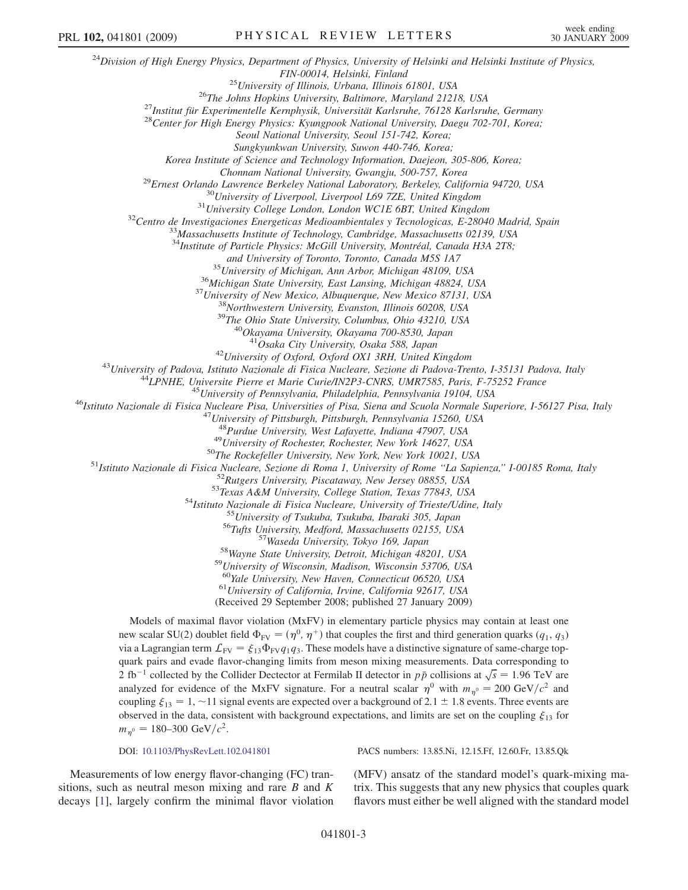[24]Division of High Energy Physics, Department of Physics, University of Helsinki and Helsinki Institute of Physics, FIN-00014, Helsinki, Finland

[25]University of Illinois, Urbana, Illinois 61801, USA

[26]The Johns Hopkins University, Baltimore, Maryland 21218, USA

[27]Institut für Experimentelle Kernphysik, Universität Karlsruhe, 76128 Karlsruhe, Germany

[28]Center for High Energy Physics: Kyungpook National University, Daegu 702-701, Korea; Seoul National University, Seoul 151-742, Korea; Sungkyunkwan University, Suwon 440-746, Korea; Korea Institute of Science and Technology Information, Daejeon, 305-806, Korea; Chonnam National University, Gwangju, 500-757, Korea

[29]Ernest Orlando Lawrence Berkeley National Laboratory, Berkeley, California 94720, USA

[30]University of Liverpool, Liverpool L69 7ZE, United Kingdom

[31]University College London, London WC1E 6BT, United Kingdom

[32]Centro de Investigaciones Energeticas Medioambientales y Tecnologicas, E-28040 Madrid, Spain

[33]Massachusetts Institute of Technology, Cambridge, Massachusetts 02139, USA

[34]Institute of Particle Physics: McGill University, Montréal, Canada H3A 2T8; and University of Toronto, Toronto, Canada M5S 1A7

[35]University of Michigan, Ann Arbor, Michigan 48109, USA

[36]Michigan State University, East Lansing, Michigan 48824, USA

[37]University of New Mexico, Albuquerque, New Mexico 87131, USA

[38]Northwestern University, Evanston, Illinois 60208, USA

[39]The Ohio State University, Columbus, Ohio 43210, USA

[40]Okayama University, Okayama 700-8530, Japan

[41]Osaka City University, Osaka 588, Japan

[42]University of Oxford, Oxford OX1 3RH, United Kingdom

[43]University of Padova, Istituto Nazionale di Fisica Nucleare, Sezione di Padova-Trento, I-35131 Padova, Italy

[44]LPNHE, Universite Pierre et Marie Curie/IN2P3-CNRS, UMR7585, Paris, F-75252 France

[45]University of Pennsylvania, Philadelphia, Pennsylvania 19104, USA

[46]Istituto Nazionale di Fisica Nucleare Pisa, Universities of Pisa, Siena and Scuola Normale Superiore, I-56127 Pisa, Italy

[47]University of Pittsburgh, Pittsburgh, Pennsylvania 15260, USA

[48]Purdue University, West Lafayette, Indiana 47907, USA

[49]University of Rochester, Rochester, New York 14627, USA

[50]The Rockefeller University, New York, New York 10021, USA

[51]Istituto Nazionale di Fisica Nucleare, Sezione di Roma 1, University of Rome "La Sapienza," I-00185 Roma, Italy

[52]Rutgers University, Piscataway, New Jersey 08855, USA

[53]Texas A&M University, College Station, Texas 77843, USA

[54]Istituto Nazionale di Fisica Nucleare, University of Trieste/Udine, Italy

[55]University of Tsukuba, Tsukuba, Ibaraki 305, Japan

[56]Tufts University, Medford, Massachusetts 02155, USA

[57]Waseda University, Tokyo 169, Japan

[58]Wayne State University, Detroit, Michigan 48201, USA

[59]University of Wisconsin, Madison, Wisconsin 53706, USA

[60]Yale University, New Haven, Connecticut 06520, USA

[61]University of California, Irvine, California 92617, USA

(Received 29 September 2008; published 27 January 2009)

Models of maximal flavor violation (MxFV) in elementary particle physics may contain at least one new scalar SU(2) doublet field $\Phi_{\rm FV} = (\eta^0, \eta^+)$ that couples the first and third generation quarks $(q_1, q_3)$ via a Lagrangian term $\mathcal{L}_{\rm FV} = \xi_{13}\Phi_{\rm FV} q_1 q_3$. These models have a distinctive signature of same-charge top-quark pairs and evade flavor-changing limits from meson mixing measurements. Data corresponding to 2 fb$^{-1}$ collected by the Collider Dectector at Fermilab II detector in $p\bar{p}$ collisions at $\sqrt{s} = 1.96$ TeV are analyzed for evidence of the MxFV signature. For a neutral scalar $\eta^0$ with $m_{\eta^0} = 200$ GeV$/c^2$ and coupling $\xi_{13} = 1$, $\sim$11 signal events are expected over a background of $2.1 \pm 1.8$ events. Three events are observed in the data, consistent with background expectations, and limits are set on the coupling $\xi_{13}$ for $m_{\eta^0} = 180$–$300$ GeV$/c^2$.

DOI: 10.1103/PhysRevLett.102.041801 PACS numbers: 13.85.Ni, 12.15.Ff, 12.60.Fr, 13.85.Qk

Measurements of low energy flavor-changing (FC) transitions, such as neutral meson mixing and rare $B$ and $K$ decays [1], largely confirm the minimal flavor violation (MFV) ansatz of the standard model's quark-mixing matrix. This suggests that any new physics that couples quark flavors must either be well aligned with the standard model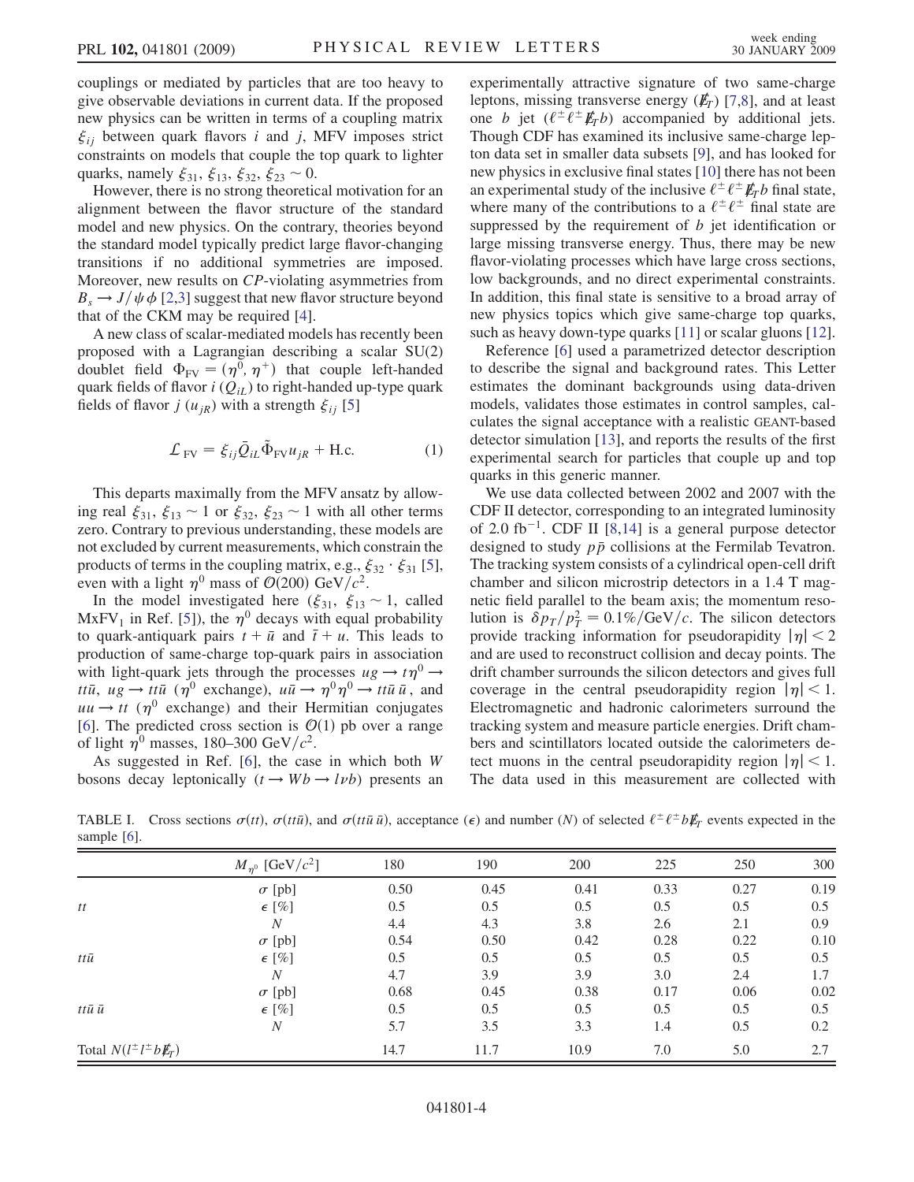couplings or mediated by particles that are too heavy to give observable deviations in current data. If the proposed new physics can be written in terms of a coupling matrix $\xi_{ij}$ between quark flavors $i$ and $j$, MFV imposes strict constraints on models that couple the top quark to lighter quarks, namely $\xi_{31}$, $\xi_{13}$, $\xi_{32}$, $\xi_{23} \sim 0$.

However, there is no strong theoretical motivation for an alignment between the flavor structure of the standard model and new physics. On the contrary, theories beyond the standard model typically predict large flavor-changing transitions if no additional symmetries are imposed. Moreover, new results on $CP$-violating asymmetries from $B_s \rightarrow J/\psi \phi$ [2,3] suggest that new flavor structure beyond that of the CKM may be required [4].

A new class of scalar-mediated models has recently been proposed with a Lagrangian describing a scalar SU(2) doublet field $\Phi_{\rm FV} = (\eta^0, \eta^+)$ that couple left-handed quark fields of flavor $i$ ($Q_{iL}$) to right-handed up-type quark fields of flavor $j$ ($u_{jR}$) with a strength $\xi_{ij}$ [5]

$$\mathcal{L}_{\rm FV} = \xi_{ij} \bar{Q}_{iL} \tilde{\Phi}_{\rm FV} u_{jR} + \text{H.c.} \qquad (1)$$

This departs maximally from the MFV ansatz by allowing real $\xi_{31}$, $\xi_{13} \sim 1$ or $\xi_{32}$, $\xi_{23} \sim 1$ with all other terms zero. Contrary to previous understanding, these models are not excluded by current measurements, which constrain the products of terms in the coupling matrix, e.g., $\xi_{32} \cdot \xi_{31}$ [5], even with a light $\eta^0$ mass of $\mathcal{O}(200)$ GeV$/c^2$.

In the model investigated here ($\xi_{31}$, $\xi_{13} \sim 1$, called MxFV$_1$ in Ref. [5]), the $\eta^0$ decays with equal probability to quark-antiquark pairs $t + \bar{u}$ and $\bar{t} + u$. This leads to production of same-charge top-quark pairs in association with light-quark jets through the processes $ug \rightarrow t\eta^0 \rightarrow tt\bar{u}$, $ug \rightarrow tt\bar{u}$ ($\eta^0$ exchange), $u\bar{u} \rightarrow \eta^0\eta^0 \rightarrow tt\bar{u}\,\bar{u}$, and $uu \rightarrow tt$ ($\eta^0$ exchange) and their Hermitian conjugates [6]. The predicted cross section is $\mathcal{O}(1)$ pb over a range of light $\eta^0$ masses, 180–300 GeV$/c^2$.

As suggested in Ref. [6], the case in which both $W$ bosons decay leptonically ($t \rightarrow Wb \rightarrow l\nu b$) presents an experimentally attractive signature of two same-charge leptons, missing transverse energy ($\not\!\!E_T$) [7,8], and at least one $b$ jet ($\ell^\pm\ell^\pm \not\!\!E_T b$) accompanied by additional jets. Though CDF has examined its inclusive same-charge lepton data set in smaller data subsets [9], and has looked for new physics in exclusive final states [10] there has not been an experimental study of the inclusive $\ell^\pm\ell^\pm \not\!\!E_T b$ final state, where many of the contributions to a $\ell^\pm\ell^\pm$ final state are suppressed by the requirement of $b$ jet identification or large missing transverse energy. Thus, there may be new flavor-violating processes which have large cross sections, low backgrounds, and no direct experimental constraints. In addition, this final state is sensitive to a broad array of new physics topics which give same-charge top quarks, such as heavy down-type quarks [11] or scalar gluons [12].

Reference [6] used a parametrized detector description to describe the signal and background rates. This Letter estimates the dominant backgrounds using data-driven models, validates those estimates in control samples, calculates the signal acceptance with a realistic GEANT-based detector simulation [13], and reports the results of the first experimental search for particles that couple up and top quarks in this generic manner.

We use data collected between 2002 and 2007 with the CDF II detector, corresponding to an integrated luminosity of 2.0 fb$^{-1}$. CDF II [8,14] is a general purpose detector designed to study $p\bar{p}$ collisions at the Fermilab Tevatron. The tracking system consists of a cylindrical open-cell drift chamber and silicon microstrip detectors in a 1.4 T magnetic field parallel to the beam axis; the momentum resolution is $\delta p_T / p_T^2 = 0.1\%/\text{GeV}/c$. The silicon detectors provide tracking information for pseudorapidity $|\eta| < 2$ and are used to reconstruct collision and decay points. The drift chamber surrounds the silicon detectors and gives full coverage in the central pseudorapidity region $|\eta| < 1$. Electromagnetic and hadronic calorimeters surround the tracking system and measure particle energies. Drift chambers and scintillators located outside the calorimeters detect muons in the central pseudorapidity region $|\eta| < 1$. The data used in this measurement are collected with

TABLE I. Cross sections $\sigma(tt)$, $\sigma(tt\bar{u})$, and $\sigma(tt\bar{u}\,\bar{u})$, acceptance ($\epsilon$) and number ($N$) of selected $\ell^\pm\ell^\pm b\not\!\!E_T$ events expected in the sample [6].

| | $M_{\eta^0}$ [GeV$/c^2$] | 180 | 190 | 200 | 225 | 250 | 300 |
|---|---|---|---|---|---|---|---|
| | $\sigma$ [pb] | 0.50 | 0.45 | 0.41 | 0.33 | 0.27 | 0.19 |
| $tt$ | $\epsilon$ [%] | 0.5 | 0.5 | 0.5 | 0.5 | 0.5 | 0.5 |
| | $N$ | 4.4 | 4.3 | 3.8 | 2.6 | 2.1 | 0.9 |
| | $\sigma$ [pb] | 0.54 | 0.50 | 0.42 | 0.28 | 0.22 | 0.10 |
| $tt\bar{u}$ | $\epsilon$ [%] | 0.5 | 0.5 | 0.5 | 0.5 | 0.5 | 0.5 |
| | $N$ | 4.7 | 3.9 | 3.9 | 3.0 | 2.4 | 1.7 |
| | $\sigma$ [pb] | 0.68 | 0.45 | 0.38 | 0.17 | 0.06 | 0.02 |
| $tt\bar{u}\,\bar{u}$ | $\epsilon$ [%] | 0.5 | 0.5 | 0.5 | 0.5 | 0.5 | 0.5 |
| | $N$ | 5.7 | 3.5 | 3.3 | 1.4 | 0.5 | 0.2 |
| Total $N(l^\pm l^\pm b\not\!\!E_T)$ | | 14.7 | 11.7 | 10.9 | 7.0 | 5.0 | 2.7 |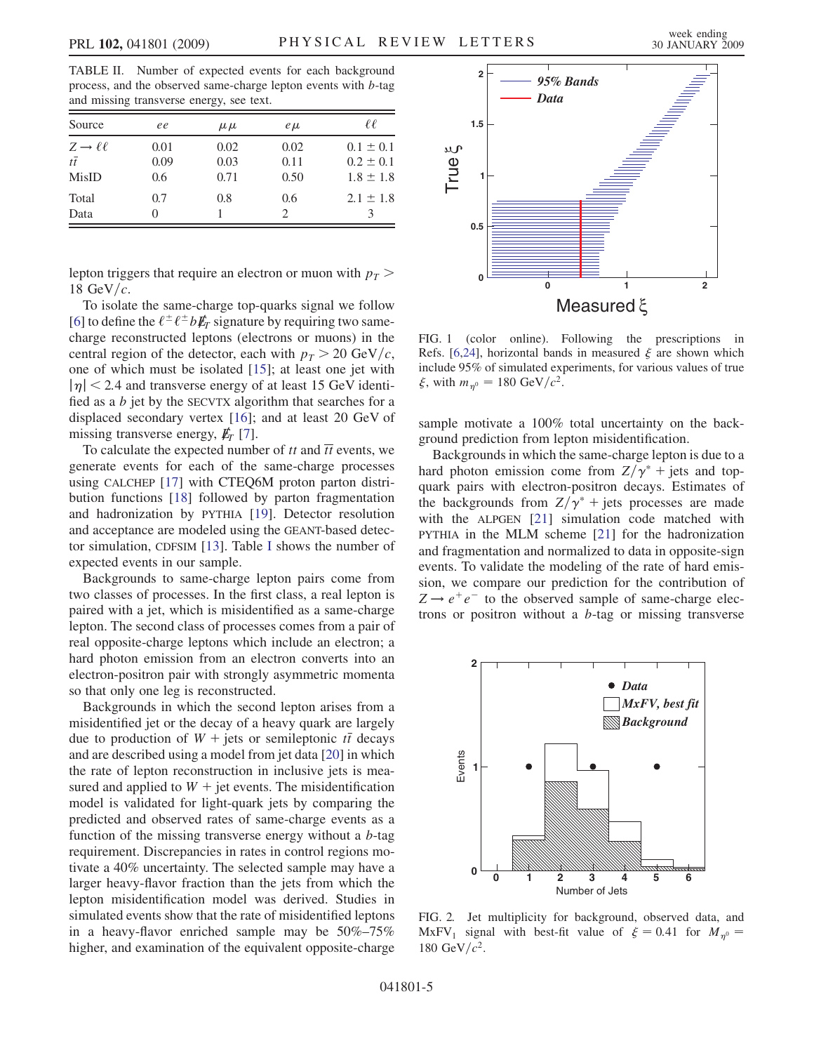TABLE II. Number of expected events for each background process, and the observed same-charge lepton events with $b$-tag and missing transverse energy, see text.

| Source | $ee$ | $\mu\mu$ | $e\mu$ | $\ell\ell$ |
|---|---|---|---|---|
| $Z \to \ell\ell$ | 0.01 | 0.02 | 0.02 | $0.1 \pm 0.1$ |
| $t\bar{t}$ | 0.09 | 0.03 | 0.11 | $0.2 \pm 0.1$ |
| MisID | 0.6 | 0.71 | 0.50 | $1.8 \pm 1.8$ |
| Total | 0.7 | 0.8 | 0.6 | $2.1 \pm 1.8$ |
| Data | 0 | 1 | 2 | 3 |

lepton triggers that require an electron or muon with $p_T > 18$ GeV/$c$.

To isolate the same-charge top-quarks signal we follow [6] to define the $\ell^\pm\ell^\pm b \not{E}_T$ signature by requiring two same-charge reconstructed leptons (electrons or muons) in the central region of the detector, each with $p_T > 20$ GeV/$c$, one of which must be isolated [15]; at least one jet with $|\eta| < 2.4$ and transverse energy of at least 15 GeV identified as a $b$ jet by the SECVTX algorithm that searches for a displaced secondary vertex [16]; and at least 20 GeV of missing transverse energy, $\not{E}_T$ [7].

To calculate the expected number of $tt$ and $\overline{tt}$ events, we generate events for each of the same-charge processes using CALCHEP [17] with CTEQ6M proton parton distribution functions [18] followed by parton fragmentation and hadronization by PYTHIA [19]. Detector resolution and acceptance are modeled using the GEANT-based detector simulation, CDFSIM [13]. Table I shows the number of expected events in our sample.

Backgrounds to same-charge lepton pairs come from two classes of processes. In the first class, a real lepton is paired with a jet, which is misidentified as a same-charge lepton. The second class of processes comes from a pair of real opposite-charge leptons which include an electron; a hard photon emission from an electron converts into an electron-positron pair with strongly asymmetric momenta so that only one leg is reconstructed.

Backgrounds in which the second lepton arises from a misidentified jet or the decay of a heavy quark are largely due to production of $W$ + jets or semileptonic $t\bar{t}$ decays and are described using a model from jet data [20] in which the rate of lepton reconstruction in inclusive jets is measured and applied to $W$ + jet events. The misidentification model is validated for light-quark jets by comparing the predicted and observed rates of same-charge events as a function of the missing transverse energy without a $b$-tag requirement. Discrepancies in rates in control regions motivate a 40% uncertainty. The selected sample may have a larger heavy-flavor fraction than the jets from which the lepton misidentification model was derived. Studies in simulated events show that the rate of misidentified leptons in a heavy-flavor enriched sample may be 50%–75% higher, and examination of the equivalent opposite-charge sample motivate a 100% total uncertainty on the background prediction from lepton misidentification.

FIG. 1 (color online). Following the prescriptions in Refs. [6,24], horizontal bands in measured $\xi$ are shown which include 95% of simulated experiments, for various values of true $\xi$, with $m_{\eta^0} = 180$ GeV/$c^2$.

Backgrounds in which the same-charge lepton is due to a hard photon emission come from $Z/\gamma^*$ + jets and top-quark pairs with electron-positron decays. Estimates of the backgrounds from $Z/\gamma^*$ + jets processes are made with the ALPGEN [21] simulation code matched with PYTHIA in the MLM scheme [21] for the hadronization and fragmentation and normalized to data in opposite-sign events. To validate the modeling of the rate of hard emission, we compare our prediction for the contribution of $Z \to e^+e^-$ to the observed sample of same-charge electrons or positron without a $b$-tag or missing transverse

FIG. 2. Jet multiplicity for background, observed data, and MxFV$_1$ signal with best-fit value of $\xi = 0.41$ for $M_{\eta^0} = 180$ GeV/$c^2$.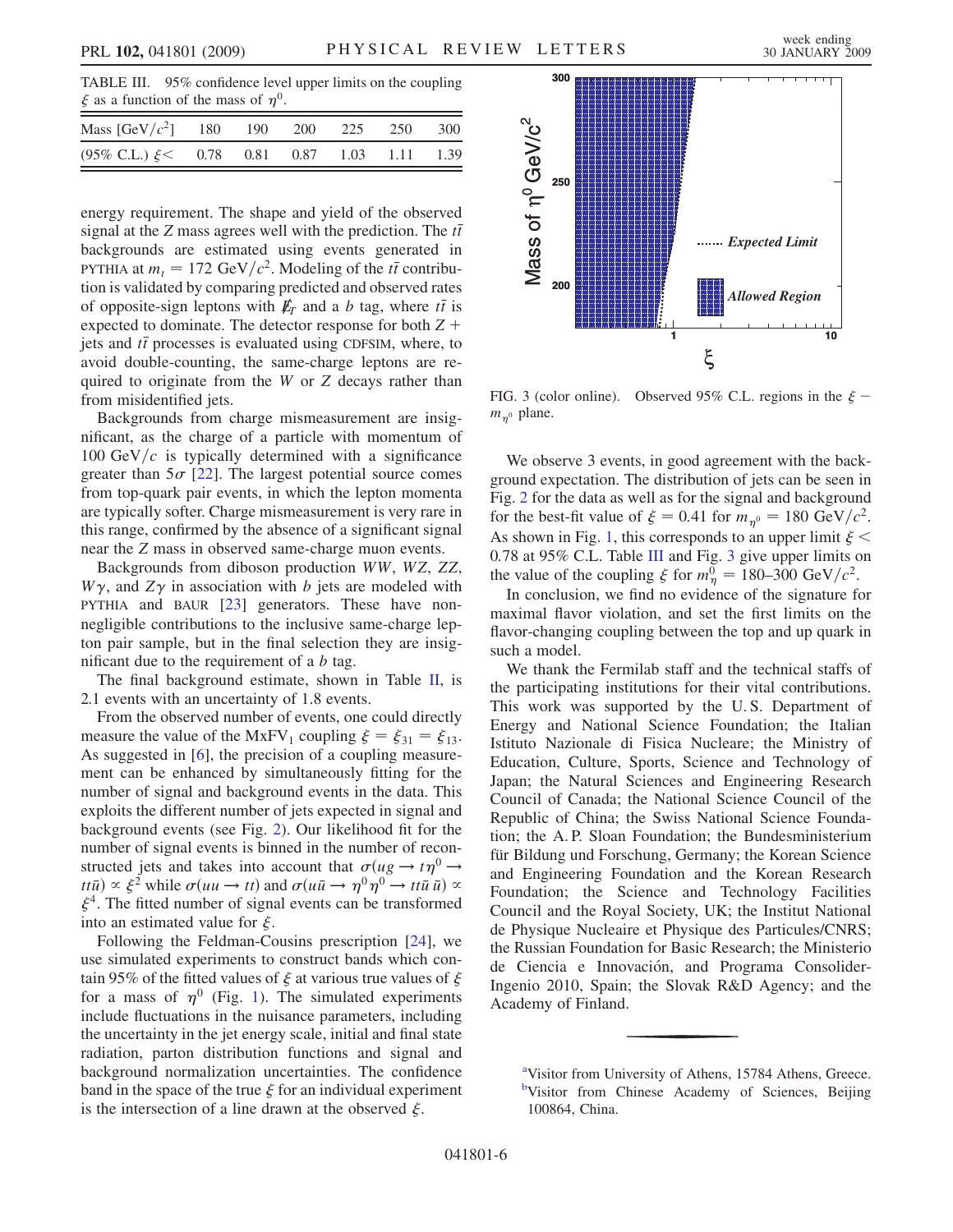TABLE III. 95% confidence level upper limits on the coupling $\xi$ as a function of the mass of $\eta^0$.

| Mass [GeV/$c^2$] | 180 | 190 | 200 | 225 | 250 | 300 |
|---|---|---|---|---|---|---|
| (95% C.L.) $\xi <$ | 0.78 | 0.81 | 0.87 | 1.03 | 1.11 | 1.39 |

energy requirement. The shape and yield of the observed signal at the $Z$ mass agrees well with the prediction. The $t\bar{t}$ backgrounds are estimated using events generated in PYTHIA at $m_t = 172$ GeV/$c^2$. Modeling of the $t\bar{t}$ contribution is validated by comparing predicted and observed rates of opposite-sign leptons with $\not{E}_T$ and a $b$ tag, where $t\bar{t}$ is expected to dominate. The detector response for both $Z$ + jets and $t\bar{t}$ processes is evaluated using CDFSIM, where, to avoid double-counting, the same-charge leptons are required to originate from the $W$ or $Z$ decays rather than from misidentified jets.

Backgrounds from charge mismeasurement are insignificant, as the charge of a particle with momentum of 100 GeV/$c$ is typically determined with a significance greater than $5\sigma$ [22]. The largest potential source comes from top-quark pair events, in which the lepton momenta are typically softer. Charge mismeasurement is very rare in this range, confirmed by the absence of a significant signal near the $Z$ mass in observed same-charge muon events.

Backgrounds from diboson production $WW$, $WZ$, $ZZ$, $W\gamma$, and $Z\gamma$ in association with $b$ jets are modeled with PYTHIA and BAUR [23] generators. These have non-negligible contributions to the inclusive same-charge lepton pair sample, but in the final selection they are insignificant due to the requirement of a $b$ tag.

The final background estimate, shown in Table II, is 2.1 events with an uncertainty of 1.8 events.

From the observed number of events, one could directly measure the value of the MxFV$_1$ coupling $\xi = \xi_{31} = \xi_{13}$. As suggested in [6], the precision of a coupling measurement can be enhanced by simultaneously fitting for the number of signal and background events in the data. This exploits the different number of jets expected in signal and background events (see Fig. 2). Our likelihood fit for the number of signal events is binned in the number of reconstructed jets and takes into account that $\sigma(ug \rightarrow t\eta^0 \rightarrow tt\bar{u}) \propto \xi^2$ while $\sigma(uu \rightarrow tt)$ and $\sigma(u\bar{u} \rightarrow \eta^0\eta^0 \rightarrow tt\bar{u}\,\bar{u}) \propto \xi^4$. The fitted number of signal events can be transformed into an estimated value for $\xi$.

Following the Feldman-Cousins prescription [24], we use simulated experiments to construct bands which contain 95% of the fitted values of $\xi$ at various true values of $\xi$ for a mass of $\eta^0$ (Fig. 1). The simulated experiments include fluctuations in the nuisance parameters, including the uncertainty in the jet energy scale, initial and final state radiation, parton distribution functions and signal and background normalization uncertainties. The confidence band in the space of the true $\xi$ for an individual experiment is the intersection of a line drawn at the observed $\xi$.

FIG. 3 (color online). Observed 95% C.L. regions in the $\xi - m_{\eta^0}$ plane.

We observe 3 events, in good agreement with the background expectation. The distribution of jets can be seen in Fig. 2 for the data as well as for the signal and background for the best-fit value of $\xi = 0.41$ for $m_{\eta^0} = 180$ GeV/$c^2$. As shown in Fig. 1, this corresponds to an upper limit $\xi < 0.78$ at 95% C.L. Table III and Fig. 3 give upper limits on the value of the coupling $\xi$ for $m_\eta^0 = 180$–$300$ GeV/$c^2$.

In conclusion, we find no evidence of the signature for maximal flavor violation, and set the first limits on the flavor-changing coupling between the top and up quark in such a model.

We thank the Fermilab staff and the technical staffs of the participating institutions for their vital contributions. This work was supported by the U. S. Department of Energy and National Science Foundation; the Italian Istituto Nazionale di Fisica Nucleare; the Ministry of Education, Culture, Sports, Science and Technology of Japan; the Natural Sciences and Engineering Research Council of Canada; the National Science Council of the Republic of China; the Swiss National Science Foundation; the A. P. Sloan Foundation; the Bundesministerium für Bildung und Forschung, Germany; the Korean Science and Engineering Foundation and the Korean Research Foundation; the Science and Technology Facilities Council and the Royal Society, UK; the Institut National de Physique Nucleaire et Physique des Particules/CNRS; the Russian Foundation for Basic Research; the Ministerio de Ciencia e Innovación, and Programa Consolider-Ingenio 2010, Spain; the Slovak R&D Agency; and the Academy of Finland.

[a]Visitor from University of Athens, 15784 Athens, Greece.
[b]Visitor from Chinese Academy of Sciences, Beijing 100864, China.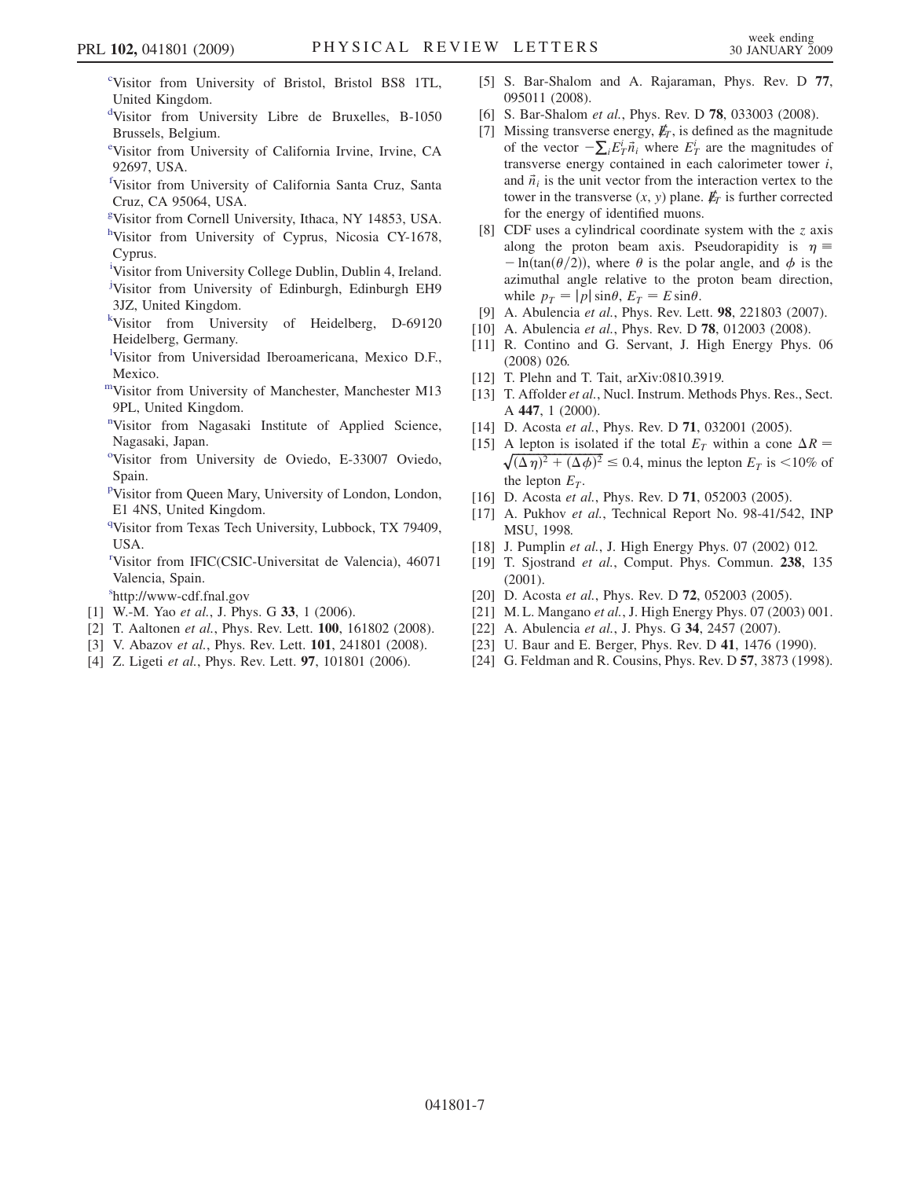[c]Visitor from University of Bristol, Bristol BS8 1TL, United Kingdom.

[d]Visitor from University Libre de Bruxelles, B-1050 Brussels, Belgium.

[e]Visitor from University of California Irvine, Irvine, CA 92697, USA.

[f]Visitor from University of California Santa Cruz, Santa Cruz, CA 95064, USA.

[g]Visitor from Cornell University, Ithaca, NY 14853, USA.

[h]Visitor from University of Cyprus, Nicosia CY-1678, Cyprus.

[i]Visitor from University College Dublin, Dublin 4, Ireland.

[j]Visitor from University of Edinburgh, Edinburgh EH9 3JZ, United Kingdom.

[k]Visitor from University of Heidelberg, D-69120 Heidelberg, Germany.

[l]Visitor from Universidad Iberoamericana, Mexico D.F., Mexico.

[m]Visitor from University of Manchester, Manchester M13 9PL, United Kingdom.

[n]Visitor from Nagasaki Institute of Applied Science, Nagasaki, Japan.

[o]Visitor from University de Oviedo, E-33007 Oviedo, Spain.

[p]Visitor from Queen Mary, University of London, London, E1 4NS, United Kingdom.

[q]Visitor from Texas Tech University, Lubbock, TX 79409, USA.

[r]Visitor from IFIC(CSIC-Universitat de Valencia), 46071 Valencia, Spain.

[s]http://www-cdf.fnal.gov

[1] W.-M. Yao *et al.*, J. Phys. G **33**, 1 (2006).

[2] T. Aaltonen *et al.*, Phys. Rev. Lett. **100**, 161802 (2008).

[3] V. Abazov *et al.*, Phys. Rev. Lett. **101**, 241801 (2008).

[4] Z. Ligeti *et al.*, Phys. Rev. Lett. **97**, 101801 (2006).

[5] S. Bar-Shalom and A. Rajaraman, Phys. Rev. D **77**, 095011 (2008).

[6] S. Bar-Shalom *et al.*, Phys. Rev. D **78**, 033003 (2008).

[7] Missing transverse energy, $\not\!\!E_T$, is defined as the magnitude of the vector $-\sum_i E_T^i \vec{n}_i$ where $E_T^i$ are the magnitudes of transverse energy contained in each calorimeter tower $i$, and $\vec{n}_i$ is the unit vector from the interaction vertex to the tower in the transverse $(x, y)$ plane. $\not\!\!E_T$ is further corrected for the energy of identified muons.

[8] CDF uses a cylindrical coordinate system with the $z$ axis along the proton beam axis. Pseudorapidity is $\eta \equiv -\ln(\tan(\theta/2))$, where $\theta$ is the polar angle, and $\phi$ is the azimuthal angle relative to the proton beam direction, while $p_T = |p| \sin\theta$, $E_T = E \sin\theta$.

[9] A. Abulencia *et al.*, Phys. Rev. Lett. **98**, 221803 (2007).

[10] A. Abulencia *et al.*, Phys. Rev. D **78**, 012003 (2008).

[11] R. Contino and G. Servant, J. High Energy Phys. 06 (2008) 026.

[12] T. Plehn and T. Tait, arXiv:0810.3919.

[13] T. Affolder *et al.*, Nucl. Instrum. Methods Phys. Res., Sect. A **447**, 1 (2000).

[14] D. Acosta *et al.*, Phys. Rev. D **71**, 032001 (2005).

[15] A lepton is isolated if the total $E_T$ within a cone $\Delta R = \sqrt{(\Delta\eta)^2 + (\Delta\phi)^2} \leq 0.4$, minus the lepton $E_T$ is $<10\%$ of the lepton $E_T$.

[16] D. Acosta *et al.*, Phys. Rev. D **71**, 052003 (2005).

[17] A. Pukhov *et al.*, Technical Report No. 98-41/542, INP MSU, 1998.

[18] J. Pumplin *et al.*, J. High Energy Phys. 07 (2002) 012.

[19] T. Sjostrand *et al.*, Comput. Phys. Commun. **238**, 135 (2001).

[20] D. Acosta *et al.*, Phys. Rev. D **72**, 052003 (2005).

[21] M. L. Mangano *et al.*, J. High Energy Phys. 07 (2003) 001.

[22] A. Abulencia *et al.*, J. Phys. G **34**, 2457 (2007).

[23] U. Baur and E. Berger, Phys. Rev. D **41**, 1476 (1990).

[24] G. Feldman and R. Cousins, Phys. Rev. D **57**, 3873 (1998).